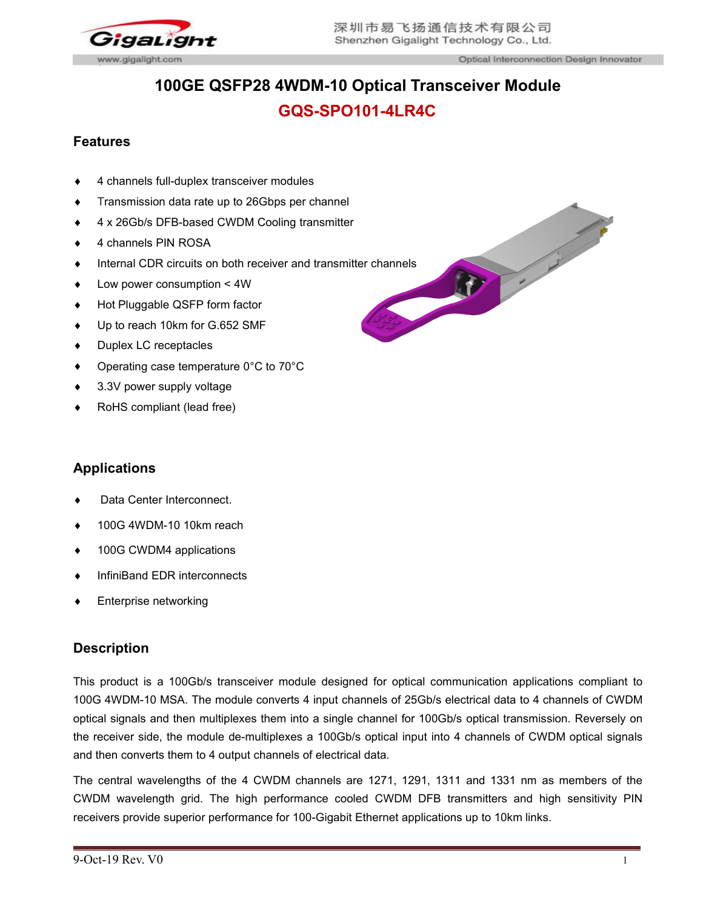# 100GE QSFP28 4WDM-10 Optical Transceiver Module

## GQS-SPO101-4LR4C

### Features

- 4 channels full-duplex transceiver modules
- Transmission data rate up to 26Gbps per channel
- 4 x 26Gb/s DFB-based CWDM Cooling transmitter
- 4 channels PIN ROSA
- Internal CDR circuits on both receiver and transmitter channels
- Low power consumption < 4W
- Hot Pluggable QSFP form factor
- Up to reach 10km for G.652 SMF
- Duplex LC receptacles
- Operating case temperature 0°C to 70°C
- 3.3V power supply voltage
- RoHS compliant (lead free)

### Applications

- Data Center Interconnect.
- 100G 4WDM-10 10km reach
- 100G CWDM4 applications
- InfiniBand EDR interconnects
- Enterprise networking

### Description

This product is a 100Gb/s transceiver module designed for optical communication applications compliant to 100G 4WDM-10 MSA. The module converts 4 input channels of 25Gb/s electrical data to 4 channels of CWDM optical signals and then multiplexes them into a single channel for 100Gb/s optical transmission. Reversely on the receiver side, the module de-multiplexes a 100Gb/s optical input into 4 channels of CWDM optical signals and then converts them to 4 output channels of electrical data.

The central wavelengths of the 4 CWDM channels are 1271, 1291, 1311 and 1331 nm as members of the CWDM wavelength grid. The high performance cooled CWDM DFB transmitters and high sensitivity PIN receivers provide superior performance for 100-Gigabit Ethernet applications up to 10km links.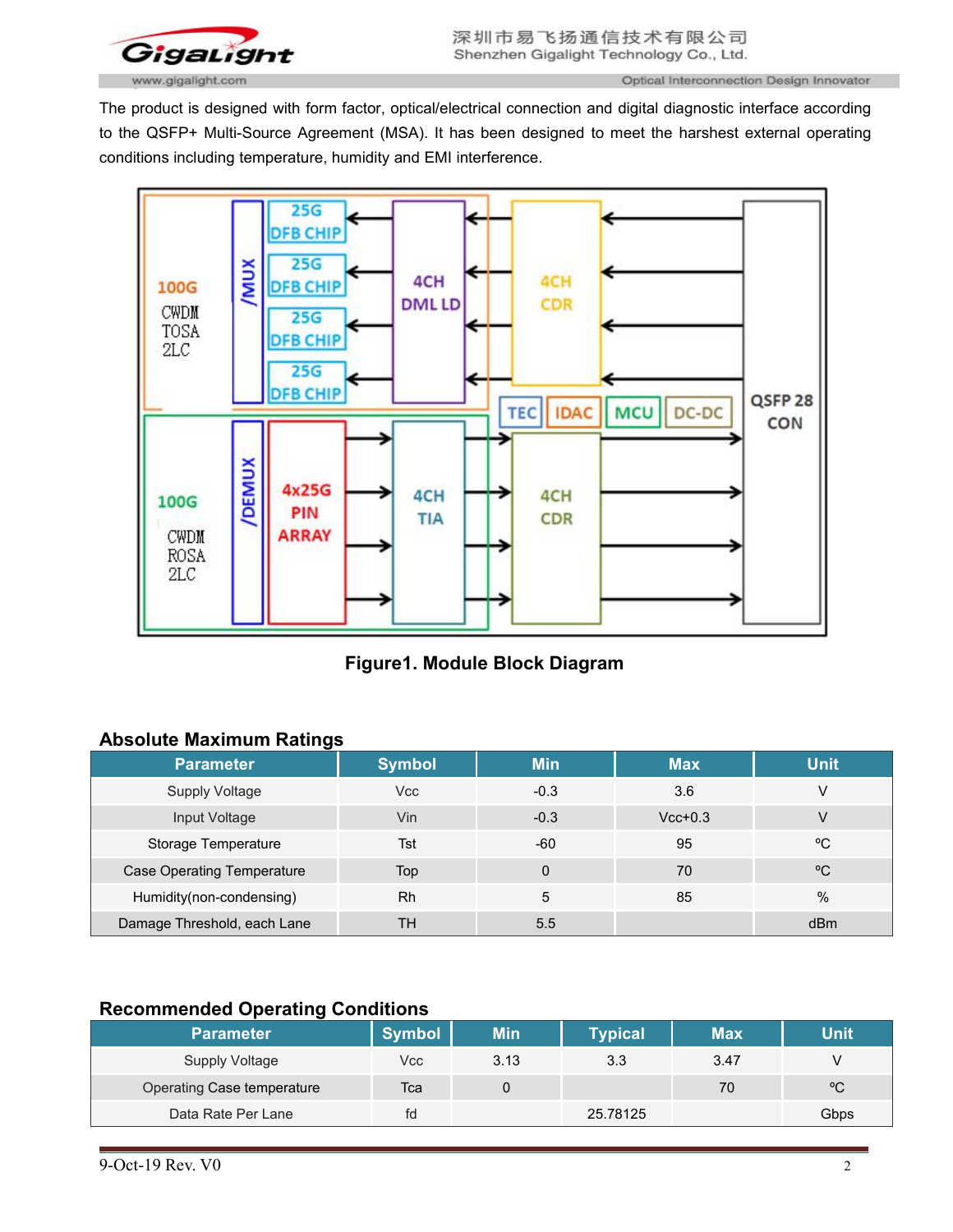The product is designed with form factor, optical/electrical connection and digital diagnostic interface according to the QSFP+ Multi-Source Agreement (MSA). It has been designed to meet the harshest external operating conditions including temperature, humidity and EMI interference.

**Figure1. Module Block Diagram**

## Absolute Maximum Ratings

| Parameter | Symbol | Min | Max | Unit |
|---|---|---|---|---|
| Supply Voltage | Vcc | -0.3 | 3.6 | V |
| Input Voltage | Vin | -0.3 | Vcc+0.3 | V |
| Storage Temperature | Tst | -60 | 95 | ºC |
| Case Operating Temperature | Top | 0 | 70 | ºC |
| Humidity(non-condensing) | Rh | 5 | 85 | % |
| Damage Threshold, each Lane | TH | 5.5 | | dBm |

## Recommended Operating Conditions

| Parameter | Symbol | Min | Typical | Max | Unit |
|---|---|---|---|---|---|
| Supply Voltage | Vcc | 3.13 | 3.3 | 3.47 | V |
| Operating Case temperature | Tca | 0 | | 70 | ºC |
| Data Rate Per Lane | fd | | 25.78125 | | Gbps |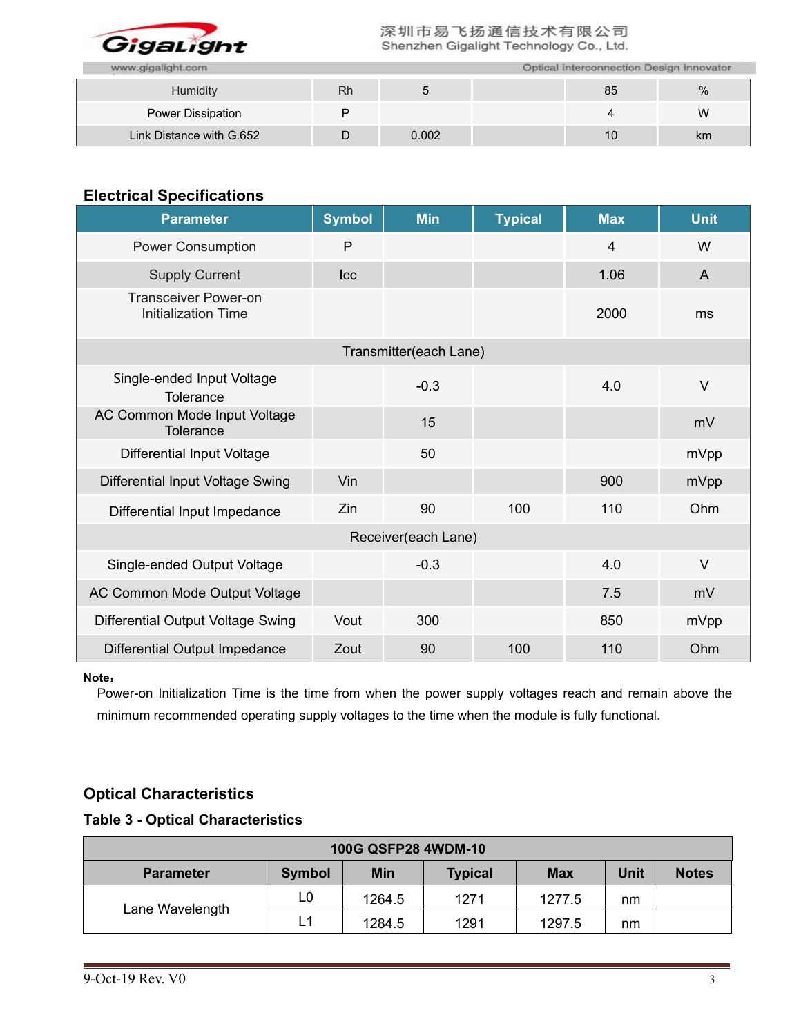| Humidity | Rh | 5 | | 85 | % |
|---|---|---|---|---|---|
| Power Dissipation | P | | | 4 | W |
| Link Distance with G.652 | D | 0.002 | | 10 | km |

## Electrical Specifications

| Parameter | Symbol | Min | Typical | Max | Unit |
|---|---|---|---|---|---|
| Power Consumption | P | | | 4 | W |
| Supply Current | Icc | | | 1.06 | A |
| Transceiver Power-on Initialization Time | | | | 2000 | ms |
| Transmitter(each Lane) | | | | | |
| Single-ended Input Voltage Tolerance | | -0.3 | | 4.0 | V |
| AC Common Mode Input Voltage Tolerance | | 15 | | | mV |
| Differential Input Voltage | | 50 | | | mVpp |
| Differential Input Voltage Swing | Vin | | | 900 | mVpp |
| Differential Input Impedance | Zin | 90 | 100 | 110 | Ohm |
| Receiver(each Lane) | | | | | |
| Single-ended Output Voltage | | -0.3 | | 4.0 | V |
| AC Common Mode Output Voltage | | | | 7.5 | mV |
| Differential Output Voltage Swing | Vout | 300 | | 850 | mVpp |
| Differential Output Impedance | Zout | 90 | 100 | 110 | Ohm |

**Note：**

Power-on Initialization Time is the time from when the power supply voltages reach and remain above the minimum recommended operating supply voltages to the time when the module is fully functional.

## Optical Characteristics

### Table 3 - Optical Characteristics

| 100G QSFP28 4WDM-10 | | | | | | |
|---|---|---|---|---|---|---|
| **Parameter** | **Symbol** | **Min** | **Typical** | **Max** | **Unit** | **Notes** |
| Lane Wavelength | L0 | 1264.5 | 1271 | 1277.5 | nm | |
| | L1 | 1284.5 | 1291 | 1297.5 | nm | |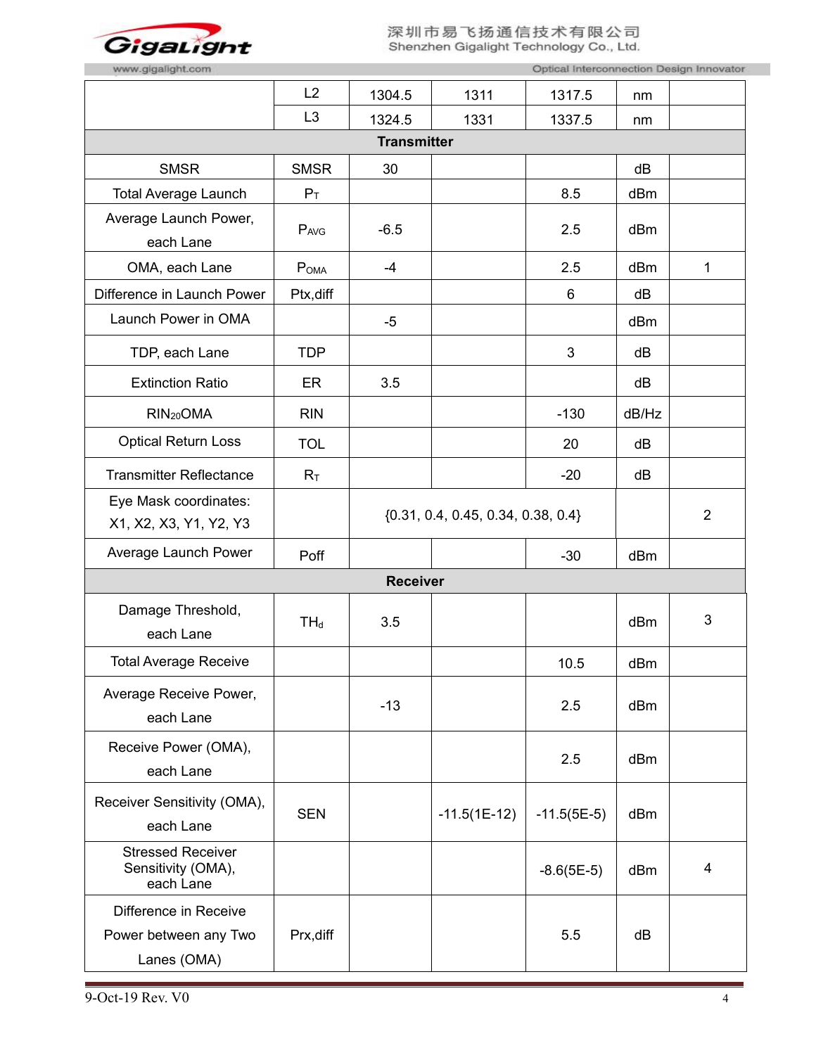| | | | | | | |
|---|---|---|---|---|---|---|
| | L2 | 1304.5 | 1311 | 1317.5 | nm | |
| | L3 | 1324.5 | 1331 | 1337.5 | nm | |
| **Transmitter** | | | | | | |
| SMSR | SMSR | 30 | | | dB | |
| Total Average Launch | $P_T$ | | | 8.5 | dBm | |
| Average Launch Power, each Lane | $P_{AVG}$ | -6.5 | | 2.5 | dBm | |
| OMA, each Lane | $P_{OMA}$ | -4 | | 2.5 | dBm | 1 |
| Difference in Launch Power | Ptx,diff | | | 6 | dB | |
| Launch Power in OMA | | -5 | | | dBm | |
| TDP, each Lane | TDP | | | 3 | dB | |
| Extinction Ratio | ER | 3.5 | | | dB | |
| $RIN_{20}OMA$ | RIN | | | -130 | dB/Hz | |
| Optical Return Loss | TOL | | | 20 | dB | |
| Transmitter Reflectance | $R_T$ | | | -20 | dB | |
| Eye Mask coordinates: X1, X2, X3, Y1, Y2, Y3 | | {0.31, 0.4, 0.45, 0.34, 0.38, 0.4} | | | | 2 |
| Average Launch Power | Poff | | | -30 | dBm | |
| **Receiver** | | | | | | |
| Damage Threshold, each Lane | $TH_d$ | 3.5 | | | dBm | 3 |
| Total Average Receive | | | | 10.5 | dBm | |
| Average Receive Power, each Lane | | -13 | | 2.5 | dBm | |
| Receive Power (OMA), each Lane | | | | 2.5 | dBm | |
| Receiver Sensitivity (OMA), each Lane | SEN | | -11.5(1E-12) | -11.5(5E-5) | dBm | |
| Stressed Receiver Sensitivity (OMA), each Lane | | | | -8.6(5E-5) | dBm | 4 |
| Difference in Receive Power between any Two Lanes (OMA) | Prx,diff | | | 5.5 | dB | |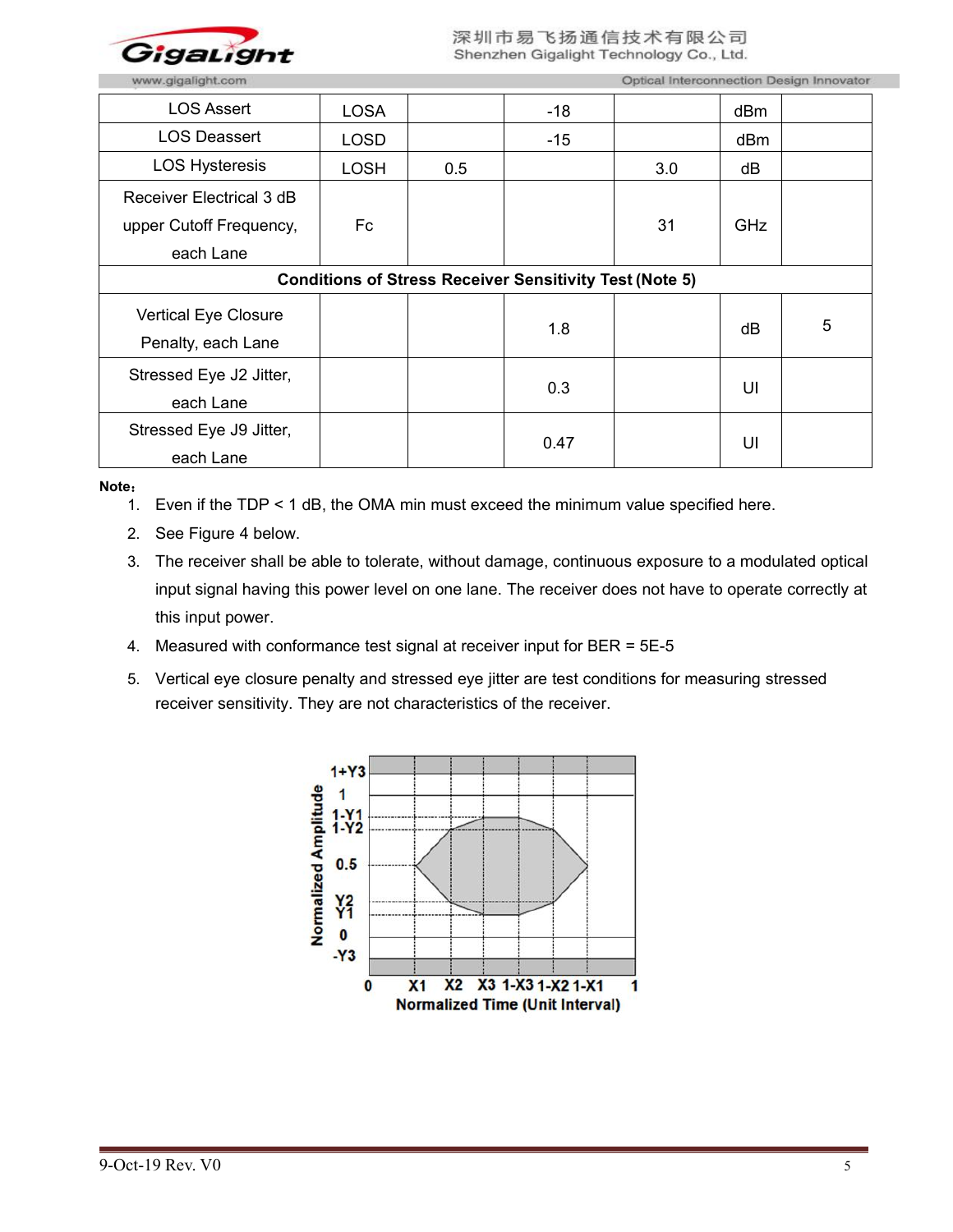| | | | | | | |
|---|---|---|---|---|---|---|
| LOS Assert | LOSA | | -18 | | dBm | |
| LOS Deassert | LOSD | | -15 | | dBm | |
| LOS Hysteresis | LOSH | 0.5 | | 3.0 | dB | |
| Receiver Electrical 3 dB upper Cutoff Frequency, each Lane | Fc | | | 31 | GHz | |
| **Conditions of Stress Receiver Sensitivity Test (Note 5)** | | | | | | |
| Vertical Eye Closure Penalty, each Lane | | | 1.8 | | dB | 5 |
| Stressed Eye J2 Jitter, each Lane | | | 0.3 | | UI | |
| Stressed Eye J9 Jitter, each Lane | | | 0.47 | | UI | |

**Note：**

1. Even if the TDP < 1 dB, the OMA min must exceed the minimum value specified here.
2. See Figure 4 below.
3. The receiver shall be able to tolerate, without damage, continuous exposure to a modulated optical input signal having this power level on one lane. The receiver does not have to operate correctly at this input power.
4. Measured with conformance test signal at receiver input for BER = 5E-5
5. Vertical eye closure penalty and stressed eye jitter are test conditions for measuring stressed receiver sensitivity. They are not characteristics of the receiver.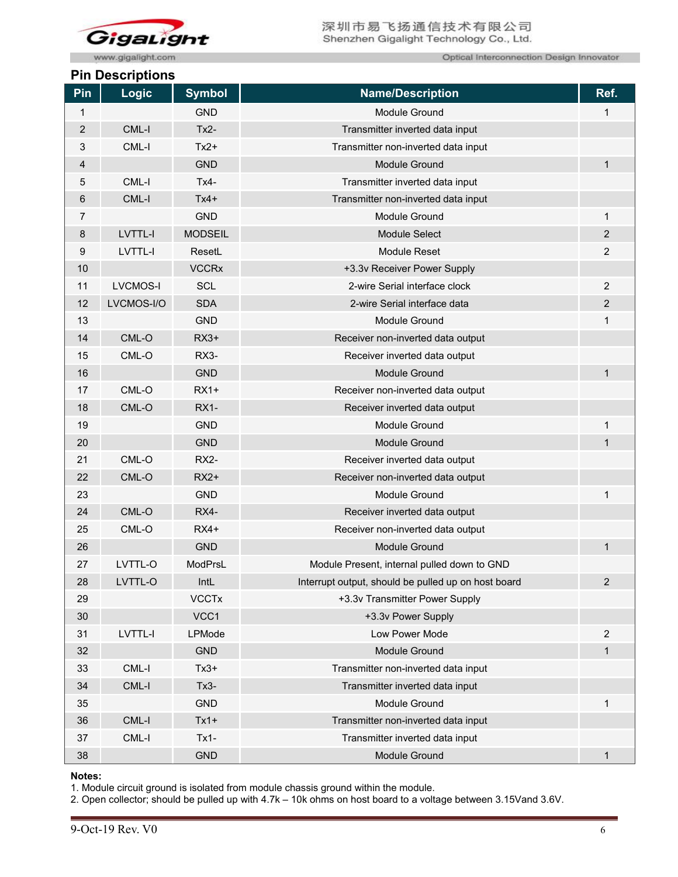## Pin Descriptions

| Pin | Logic | Symbol | Name/Description | Ref. |
|---|---|---|---|---|
| 1 | | GND | Module Ground | 1 |
| 2 | CML-I | Tx2- | Transmitter inverted data input | |
| 3 | CML-I | Tx2+ | Transmitter non-inverted data input | |
| 4 | | GND | Module Ground | 1 |
| 5 | CML-I | Tx4- | Transmitter inverted data input | |
| 6 | CML-I | Tx4+ | Transmitter non-inverted data input | |
| 7 | | GND | Module Ground | 1 |
| 8 | LVTTL-I | MODSEIL | Module Select | 2 |
| 9 | LVTTL-I | ResetL | Module Reset | 2 |
| 10 | | VCCRx | +3.3v Receiver Power Supply | |
| 11 | LVCMOS-I | SCL | 2-wire Serial interface clock | 2 |
| 12 | LVCMOS-I/O | SDA | 2-wire Serial interface data | 2 |
| 13 | | GND | Module Ground | 1 |
| 14 | CML-O | RX3+ | Receiver non-inverted data output | |
| 15 | CML-O | RX3- | Receiver inverted data output | |
| 16 | | GND | Module Ground | 1 |
| 17 | CML-O | RX1+ | Receiver non-inverted data output | |
| 18 | CML-O | RX1- | Receiver inverted data output | |
| 19 | | GND | Module Ground | 1 |
| 20 | | GND | Module Ground | 1 |
| 21 | CML-O | RX2- | Receiver inverted data output | |
| 22 | CML-O | RX2+ | Receiver non-inverted data output | |
| 23 | | GND | Module Ground | 1 |
| 24 | CML-O | RX4- | Receiver inverted data output | |
| 25 | CML-O | RX4+ | Receiver non-inverted data output | |
| 26 | | GND | Module Ground | 1 |
| 27 | LVTTL-O | ModPrsL | Module Present, internal pulled down to GND | |
| 28 | LVTTL-O | IntL | Interrupt output, should be pulled up on host board | 2 |
| 29 | | VCCTx | +3.3v Transmitter Power Supply | |
| 30 | | VCC1 | +3.3v Power Supply | |
| 31 | LVTTL-I | LPMode | Low Power Mode | 2 |
| 32 | | GND | Module Ground | 1 |
| 33 | CML-I | Tx3+ | Transmitter non-inverted data input | |
| 34 | CML-I | Tx3- | Transmitter inverted data input | |
| 35 | | GND | Module Ground | 1 |
| 36 | CML-I | Tx1+ | Transmitter non-inverted data input | |
| 37 | CML-I | Tx1- | Transmitter inverted data input | |
| 38 | | GND | Module Ground | 1 |

**Notes:**

1. Module circuit ground is isolated from module chassis ground within the module.
2. Open collector; should be pulled up with 4.7k – 10k ohms on host board to a voltage between 3.15Vand 3.6V.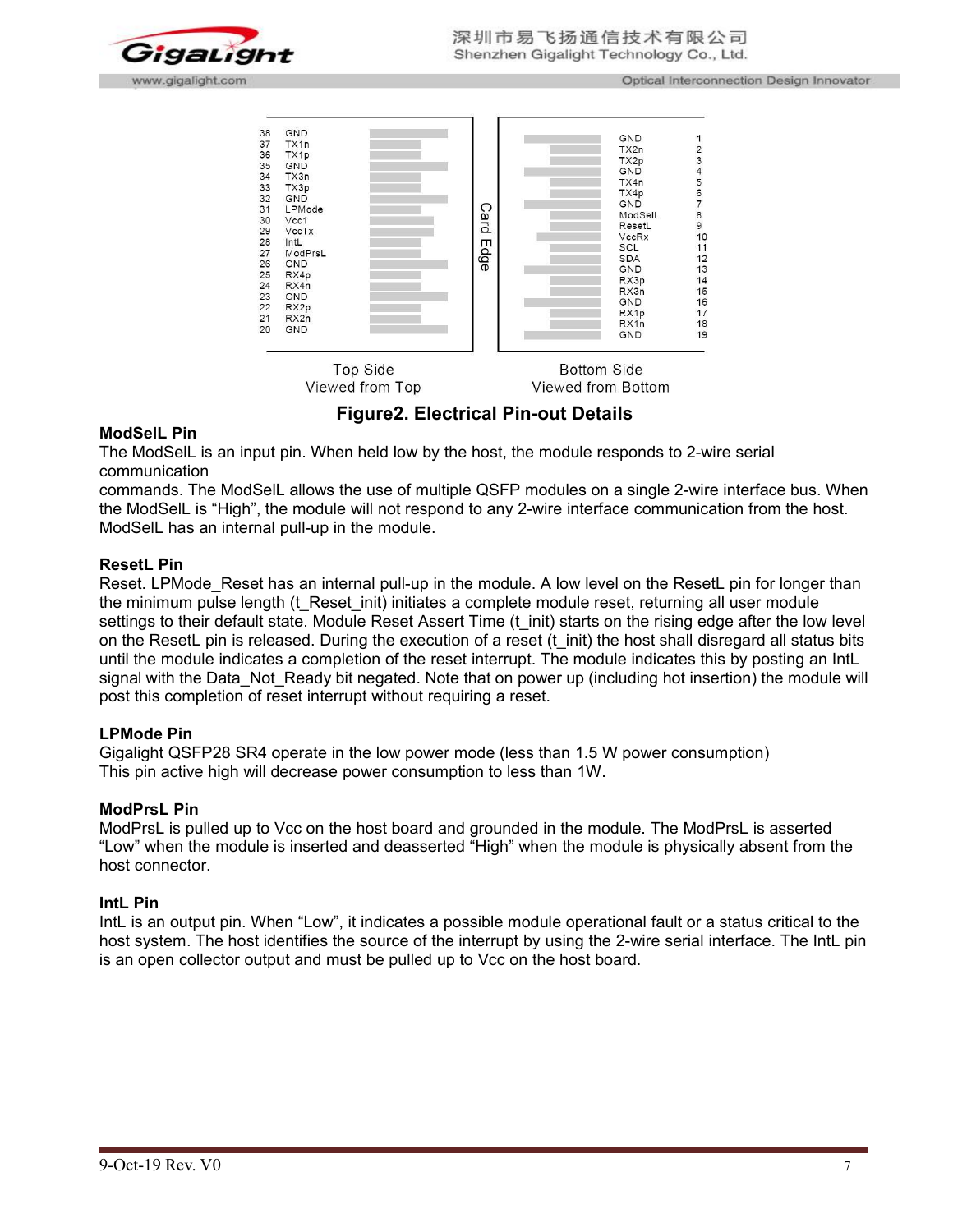| Top Side Pin | Top Side Signal | Bottom Side Signal | Bottom Side Pin |
| --- | --- | --- | --- |
| 38 | GND | GND | 1 |
| 37 | TX1n | TX2n | 2 |
| 36 | TX1p | TX2p | 3 |
| 35 | GND | GND | 4 |
| 34 | TX3n | TX4n | 5 |
| 33 | TX3p | TX4p | 6 |
| 32 | GND | GND | 7 |
| 31 | LPMode | ModSelL | 8 |
| 30 | Vcc1 | ResetL | 9 |
| 29 | VccTx | VccRx | 10 |
| 28 | IntL | SCL | 11 |
| 27 | ModPrsL | SDA | 12 |
| 26 | GND | GND | 13 |
| 25 | RX4p | RX3p | 14 |
| 24 | RX4n | RX3n | 15 |
| 23 | GND | GND | 16 |
| 22 | RX2p | RX1p | 17 |
| 21 | RX2n | RX1n | 18 |
| 20 | GND | GND | 19 |

Card Edge

Top Side Viewed from Top — Bottom Side Viewed from Bottom

**Figure2. Electrical Pin-out Details**

**ModSelL Pin**

The ModSelL is an input pin. When held low by the host, the module responds to 2-wire serial communication commands. The ModSelL allows the use of multiple QSFP modules on a single 2-wire interface bus. When the ModSelL is "High", the module will not respond to any 2-wire interface communication from the host. ModSelL has an internal pull-up in the module.

**ResetL Pin**

Reset. LPMode_Reset has an internal pull-up in the module. A low level on the ResetL pin for longer than the minimum pulse length (t_Reset_init) initiates a complete module reset, returning all user module settings to their default state. Module Reset Assert Time (t_init) starts on the rising edge after the low level on the ResetL pin is released. During the execution of a reset (t_init) the host shall disregard all status bits until the module indicates a completion of the reset interrupt. The module indicates this by posting an IntL signal with the Data_Not_Ready bit negated. Note that on power up (including hot insertion) the module will post this completion of reset interrupt without requiring a reset.

**LPMode Pin**

Gigalight QSFP28 SR4 operate in the low power mode (less than 1.5 W power consumption)
This pin active high will decrease power consumption to less than 1W.

**ModPrsL Pin**

ModPrsL is pulled up to Vcc on the host board and grounded in the module. The ModPrsL is asserted "Low" when the module is inserted and deasserted "High" when the module is physically absent from the host connector.

**IntL Pin**

IntL is an output pin. When "Low", it indicates a possible module operational fault or a status critical to the host system. The host identifies the source of the interrupt by using the 2-wire serial interface. The IntL pin is an open collector output and must be pulled up to Vcc on the host board.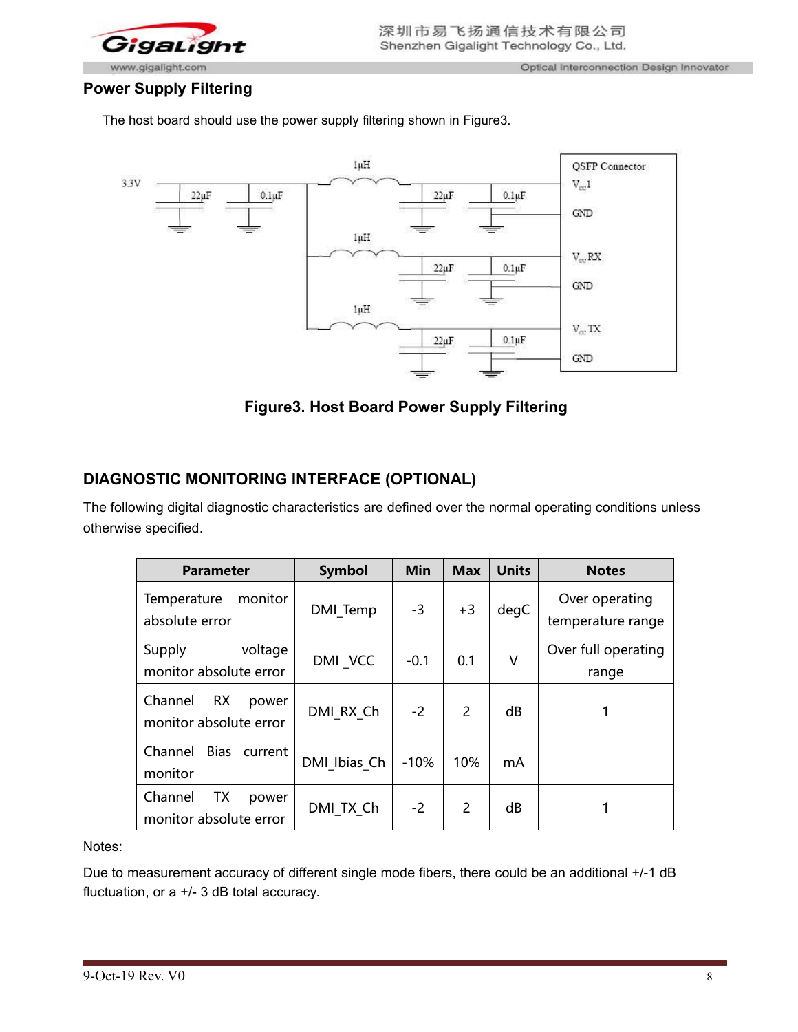## Power Supply Filtering

The host board should use the power supply filtering shown in Figure3.

**Figure3. Host Board Power Supply Filtering**

## DIAGNOSTIC MONITORING INTERFACE (OPTIONAL)

The following digital diagnostic characteristics are defined over the normal operating conditions unless otherwise specified.

| Parameter | Symbol | Min | Max | Units | Notes |
|---|---|---|---|---|---|
| Temperature monitor absolute error | DMI_Temp | -3 | +3 | degC | Over operating temperature range |
| Supply voltage monitor absolute error | DMI _VCC | -0.1 | 0.1 | V | Over full operating range |
| Channel RX power monitor absolute error | DMI_RX_Ch | -2 | 2 | dB | 1 |
| Channel Bias current monitor | DMI_Ibias_Ch | -10% | 10% | mA | |
| Channel TX power monitor absolute error | DMI_TX_Ch | -2 | 2 | dB | 1 |

Notes:

Due to measurement accuracy of different single mode fibers, there could be an additional +/-1 dB fluctuation, or a +/- 3 dB total accuracy.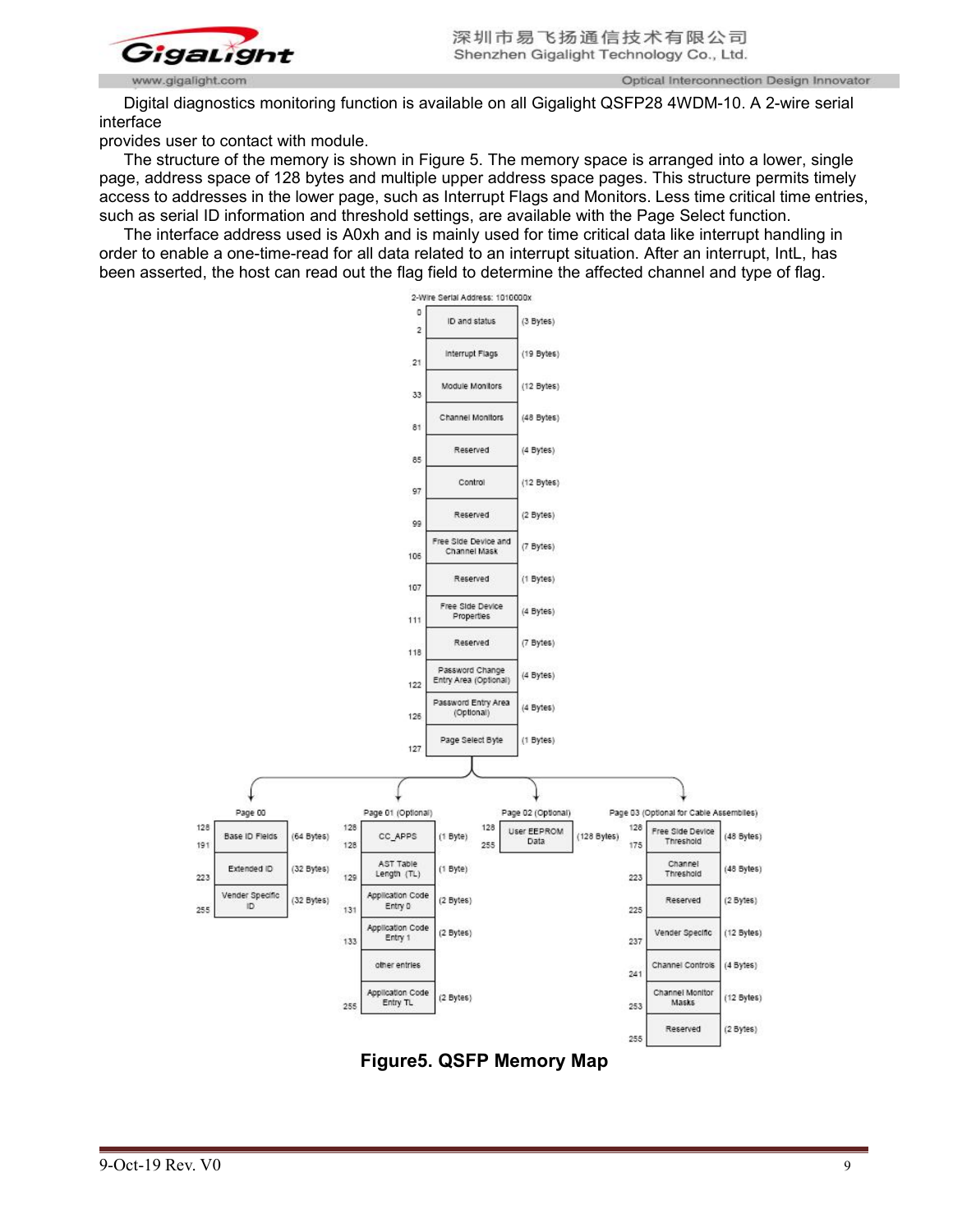Digital diagnostics monitoring function is available on all Gigalight QSFP28 4WDM-10. A 2-wire serial interface
provides user to contact with module.

The structure of the memory is shown in Figure 5. The memory space is arranged into a lower, single page, address space of 128 bytes and multiple upper address space pages. This structure permits timely access to addresses in the lower page, such as Interrupt Flags and Monitors. Less time critical time entries, such as serial ID information and threshold settings, are available with the Page Select function.

The interface address used is A0xh and is mainly used for time critical data like interrupt handling in order to enable a one-time-read for all data related to an interrupt situation. After an interrupt, IntL, has been asserted, the host can read out the flag field to determine the affected channel and type of flag.

2-Wire Serial Address: 1010000x

| Address | Field | Size |
|---|---|---|
| 0–2 | ID and status | (3 Bytes) |
| 21 | Interrupt Flags | (19 Bytes) |
| 33 | Module Monitors | (12 Bytes) |
| 81 | Channel Monitors | (48 Bytes) |
| 85 | Reserved | (4 Bytes) |
| 97 | Control | (12 Bytes) |
| 99 | Reserved | (2 Bytes) |
| 106 | Free Side Device and Channel Mask | (7 Bytes) |
| 107 | Reserved | (1 Bytes) |
| 111 | Free Side Device Properties | (4 Bytes) |
| 118 | Reserved | (7 Bytes) |
| 122 | Password Change Entry Area (Optional) | (4 Bytes) |
| 126 | Password Entry Area (Optional) | (4 Bytes) |
| 127 | Page Select Byte | (1 Bytes) |

**Page 00**

| Address | Field | Size |
|---|---|---|
| 128–191 | Base ID Fields | (64 Bytes) |
| 223 | Extended ID | (32 Bytes) |
| 255 | Vender Specific ID | (32 Bytes) |

**Page 01 (Optional)**

| Address | Field | Size |
|---|---|---|
| 128–128 | CC_APPS | (1 Byte) |
| 129 | AST Table Length (TL) | (1 Byte) |
| 131 | Application Code Entry 0 | (2 Bytes) |
| 133 | Application Code Entry 1 | (2 Bytes) |
| | other entries | |
| 255 | Application Code Entry TL | (2 Bytes) |

**Page 02 (Optional)**

| Address | Field | Size |
|---|---|---|
| 128–255 | User EEPROM Data | (128 Bytes) |

**Page 03 (Optional for Cable Assemblies)**

| Address | Field | Size |
|---|---|---|
| 128–175 | Free Side Device Threshold | (48 Bytes) |
| 223 | Channel Threshold | (48 Bytes) |
| 225 | Reserved | (2 Bytes) |
| 237 | Vender Specific | (12 Bytes) |
| 241 | Channel Controls | (4 Bytes) |
| 253 | Channel Monitor Masks | (12 Bytes) |
| 255 | Reserved | (2 Bytes) |

**Figure5. QSFP Memory Map**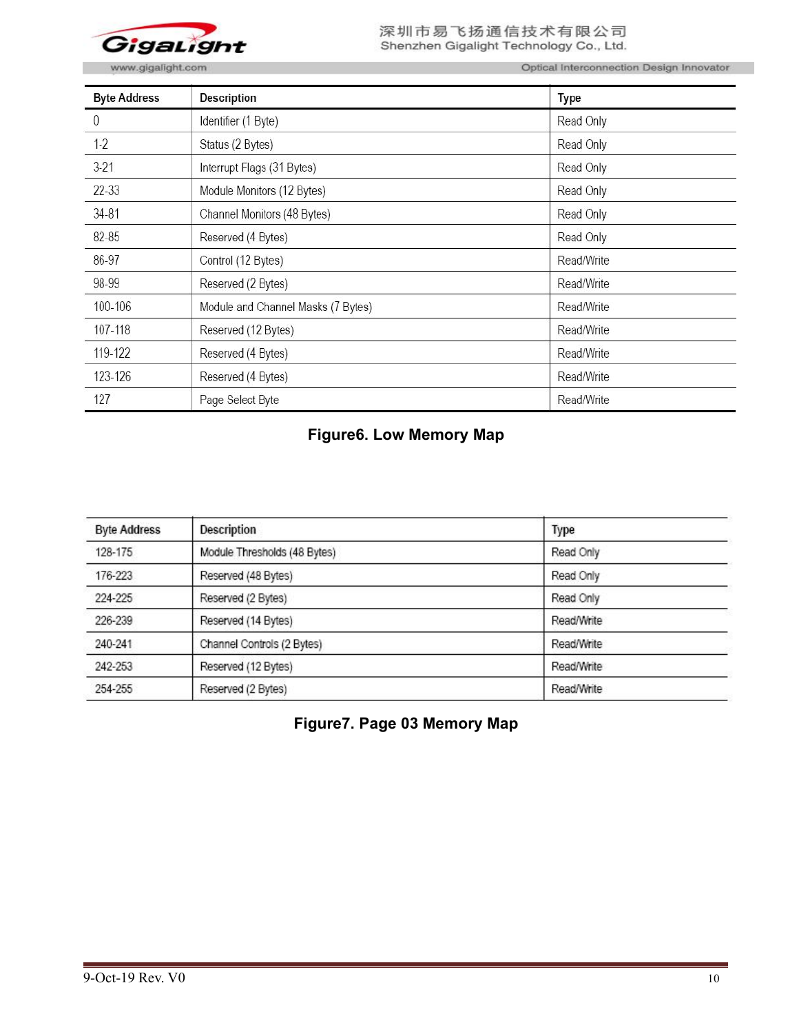| Byte Address | Description | Type |
|---|---|---|
| 0 | Identifier (1 Byte) | Read Only |
| 1-2 | Status (2 Bytes) | Read Only |
| 3-21 | Interrupt Flags (31 Bytes) | Read Only |
| 22-33 | Module Monitors (12 Bytes) | Read Only |
| 34-81 | Channel Monitors (48 Bytes) | Read Only |
| 82-85 | Reserved (4 Bytes) | Read Only |
| 86-97 | Control (12 Bytes) | Read/Write |
| 98-99 | Reserved (2 Bytes) | Read/Write |
| 100-106 | Module and Channel Masks (7 Bytes) | Read/Write |
| 107-118 | Reserved (12 Bytes) | Read/Write |
| 119-122 | Reserved (4 Bytes) | Read/Write |
| 123-126 | Reserved (4 Bytes) | Read/Write |
| 127 | Page Select Byte | Read/Write |

**Figure6. Low Memory Map**

| Byte Address | Description | Type |
|---|---|---|
| 128-175 | Module Thresholds (48 Bytes) | Read Only |
| 176-223 | Reserved (48 Bytes) | Read Only |
| 224-225 | Reserved (2 Bytes) | Read Only |
| 226-239 | Reserved (14 Bytes) | Read/Write |
| 240-241 | Channel Controls (2 Bytes) | Read/Write |
| 242-253 | Reserved (12 Bytes) | Read/Write |
| 254-255 | Reserved (2 Bytes) | Read/Write |

**Figure7. Page 03 Memory Map**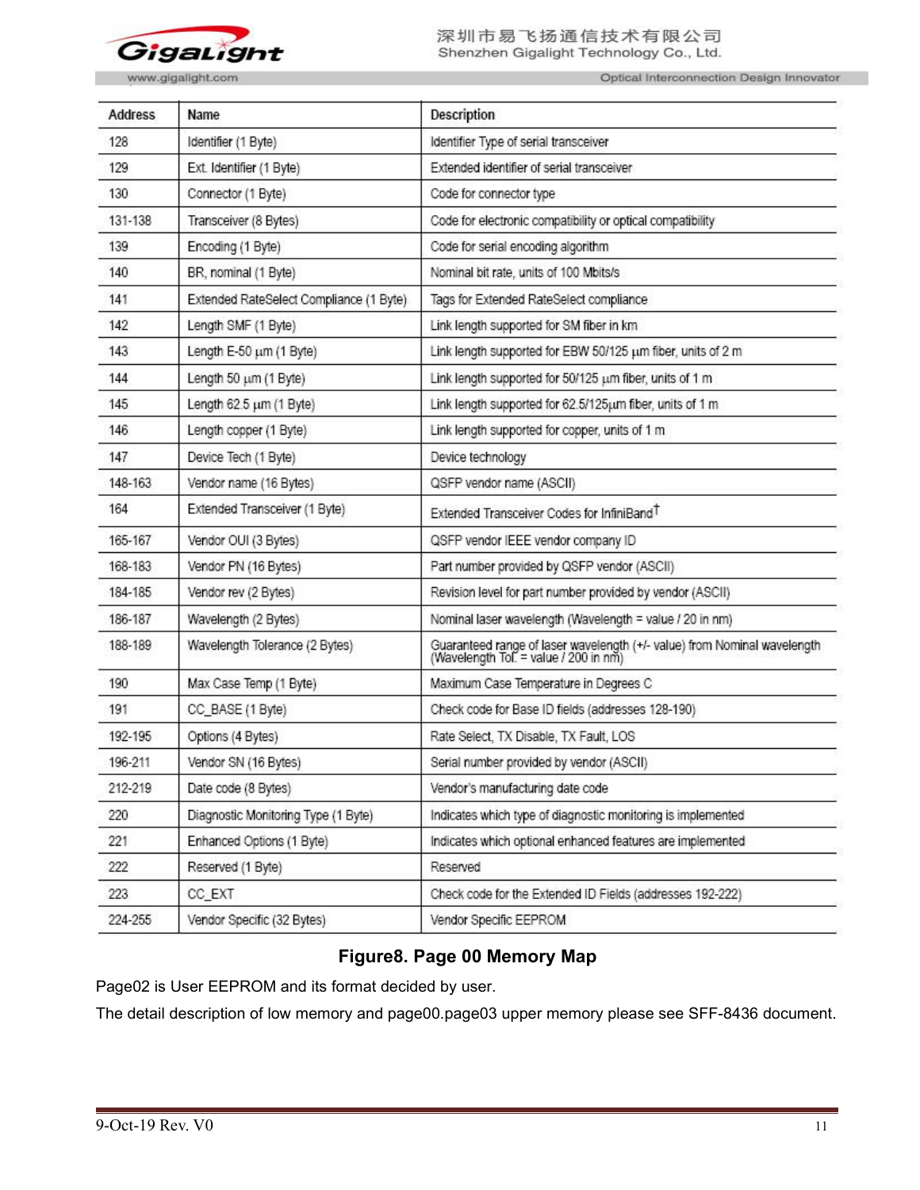| Address | Name | Description |
|---|---|---|
| 128 | Identifier (1 Byte) | Identifier Type of serial transceiver |
| 129 | Ext. Identifier (1 Byte) | Extended identifier of serial transceiver |
| 130 | Connector (1 Byte) | Code for connector type |
| 131-138 | Transceiver (8 Bytes) | Code for electronic compatibility or optical compatibility |
| 139 | Encoding (1 Byte) | Code for serial encoding algorithm |
| 140 | BR, nominal (1 Byte) | Nominal bit rate, units of 100 Mbits/s |
| 141 | Extended RateSelect Compliance (1 Byte) | Tags for Extended RateSelect compliance |
| 142 | Length SMF (1 Byte) | Link length supported for SM fiber in km |
| 143 | Length E-50 μm (1 Byte) | Link length supported for EBW 50/125 μm fiber, units of 2 m |
| 144 | Length 50 μm (1 Byte) | Link length supported for 50/125 μm fiber, units of 1 m |
| 145 | Length 62.5 μm (1 Byte) | Link length supported for 62.5/125μm fiber, units of 1 m |
| 146 | Length copper (1 Byte) | Link length supported for copper, units of 1 m |
| 147 | Device Tech (1 Byte) | Device technology |
| 148-163 | Vendor name (16 Bytes) | QSFP vendor name (ASCII) |
| 164 | Extended Transceiver (1 Byte) | Extended Transceiver Codes for InfiniBand† |
| 165-167 | Vendor OUI (3 Bytes) | QSFP vendor IEEE vendor company ID |
| 168-183 | Vendor PN (16 Bytes) | Part number provided by QSFP vendor (ASCII) |
| 184-185 | Vendor rev (2 Bytes) | Revision level for part number provided by vendor (ASCII) |
| 186-187 | Wavelength (2 Bytes) | Nominal laser wavelength (Wavelength = value / 20 in nm) |
| 188-189 | Wavelength Tolerance (2 Bytes) | Guaranteed range of laser wavelength (+/- value) from Nominal wavelength (Wavelength Tol. = value / 200 in nm) |
| 190 | Max Case Temp (1 Byte) | Maximum Case Temperature in Degrees C |
| 191 | CC_BASE (1 Byte) | Check code for Base ID fields (addresses 128-190) |
| 192-195 | Options (4 Bytes) | Rate Select, TX Disable, TX Fault, LOS |
| 196-211 | Vendor SN (16 Bytes) | Serial number provided by vendor (ASCII) |
| 212-219 | Date code (8 Bytes) | Vendor's manufacturing date code |
| 220 | Diagnostic Monitoring Type (1 Byte) | Indicates which type of diagnostic monitoring is implemented |
| 221 | Enhanced Options (1 Byte) | Indicates which optional enhanced features are implemented |
| 222 | Reserved (1 Byte) | Reserved |
| 223 | CC_EXT | Check code for the Extended ID Fields (addresses 192-222) |
| 224-255 | Vendor Specific (32 Bytes) | Vendor Specific EEPROM |

**Figure8. Page 00 Memory Map**

Page02 is User EEPROM and its format decided by user.

The detail description of low memory and page00.page03 upper memory please see SFF-8436 document.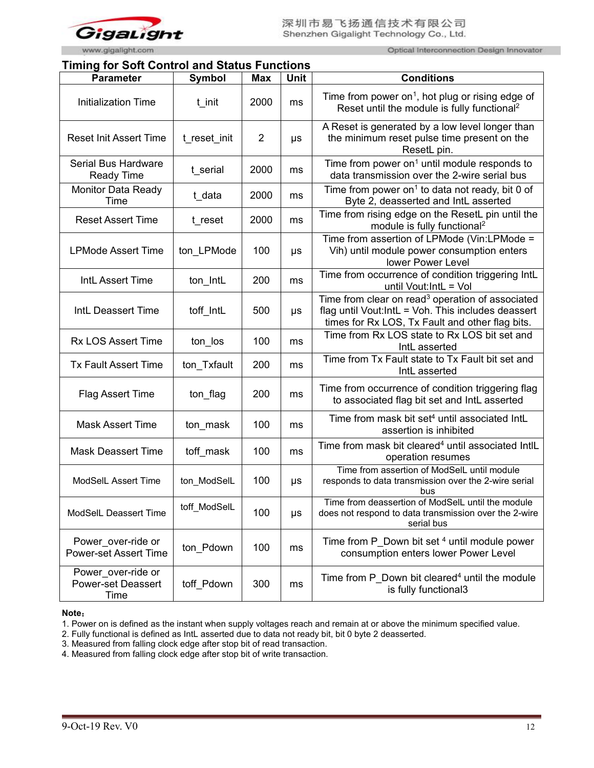## Timing for Soft Control and Status Functions

| Parameter | Symbol | Max | Unit | Conditions |
|---|---|---|---|---|
| Initialization Time | t_init | 2000 | ms | Time from power on[1], hot plug or rising edge of Reset until the module is fully functional[2] |
| Reset Init Assert Time | t_reset_init | 2 | μs | A Reset is generated by a low level longer than the minimum reset pulse time present on the ResetL pin. |
| Serial Bus Hardware Ready Time | t_serial | 2000 | ms | Time from power on[1] until module responds to data transmission over the 2-wire serial bus |
| Monitor Data Ready Time | t_data | 2000 | ms | Time from power on[1] to data not ready, bit 0 of Byte 2, deasserted and IntL asserted |
| Reset Assert Time | t_reset | 2000 | ms | Time from rising edge on the ResetL pin until the module is fully functional[2] |
| LPMode Assert Time | ton_LPMode | 100 | μs | Time from assertion of LPMode (Vin:LPMode = Vih) until module power consumption enters lower Power Level |
| IntL Assert Time | ton_IntL | 200 | ms | Time from occurrence of condition triggering IntL until Vout:IntL = Vol |
| IntL Deassert Time | toff_IntL | 500 | μs | Time from clear on read[3] operation of associated flag until Vout:IntL = Voh. This includes deassert times for Rx LOS, Tx Fault and other flag bits. |
| Rx LOS Assert Time | ton_los | 100 | ms | Time from Rx LOS state to Rx LOS bit set and IntL asserted |
| Tx Fault Assert Time | ton_Txfault | 200 | ms | Time from Tx Fault state to Tx Fault bit set and IntL asserted |
| Flag Assert Time | ton_flag | 200 | ms | Time from occurrence of condition triggering flag to associated flag bit set and IntL asserted |
| Mask Assert Time | ton_mask | 100 | ms | Time from mask bit set[4] until associated IntL assertion is inhibited |
| Mask Deassert Time | toff_mask | 100 | ms | Time from mask bit cleared[4] until associated IntlL operation resumes |
| ModSelL Assert Time | ton_ModSelL | 100 | μs | Time from assertion of ModSelL until module responds to data transmission over the 2-wire serial bus |
| ModSelL Deassert Time | toff_ModSelL | 100 | μs | Time from deassertion of ModSelL until the module does not respond to data transmission over the 2-wire serial bus |
| Power_over-ride or Power-set Assert Time | ton_Pdown | 100 | ms | Time from P_Down bit set [4] until module power consumption enters lower Power Level |
| Power_over-ride or Power-set Deassert Time | toff_Pdown | 300 | ms | Time from P_Down bit cleared[4] until the module is fully functional3 |

**Note：**

1. Power on is defined as the instant when supply voltages reach and remain at or above the minimum specified value.
2. Fully functional is defined as IntL asserted due to data not ready bit, bit 0 byte 2 deasserted.
3. Measured from falling clock edge after stop bit of read transaction.
4. Measured from falling clock edge after stop bit of write transaction.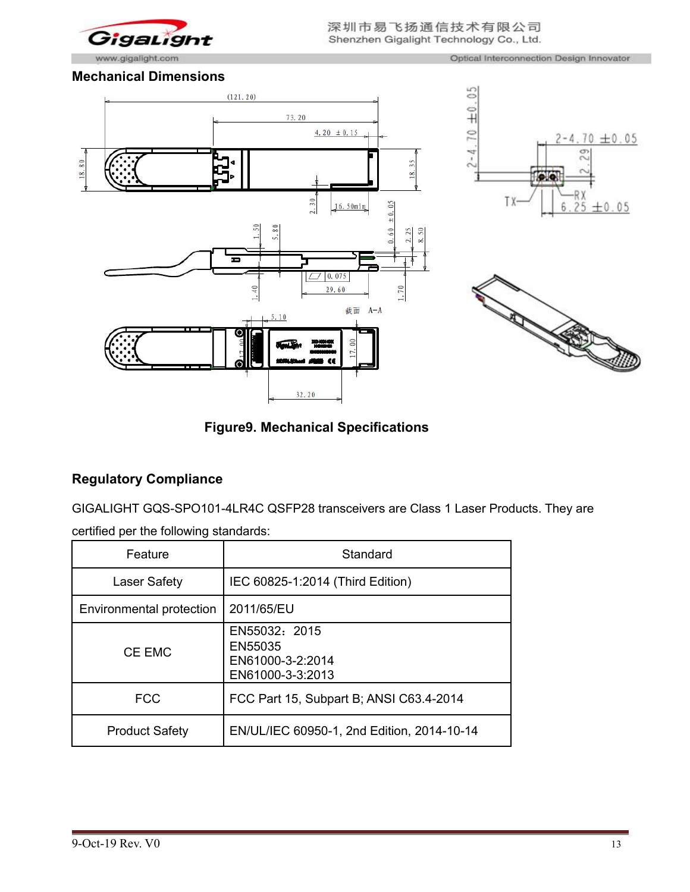## Mechanical Dimensions

Figure9. Mechanical Specifications

## Regulatory Compliance

GIGALIGHT GQS-SPO101-4LR4C QSFP28 transceivers are Class 1 Laser Products. They are certified per the following standards:

| Feature | Standard |
|---|---|
| Laser Safety | IEC 60825-1:2014 (Third Edition) |
| Environmental protection | 2011/65/EU |
| CE EMC | EN55032：2015<br>EN55035<br>EN61000-3-2:2014<br>EN61000-3-3:2013 |
| FCC | FCC Part 15, Subpart B; ANSI C63.4-2014 |
| Product Safety | EN/UL/IEC 60950-1, 2nd Edition, 2014-10-14 |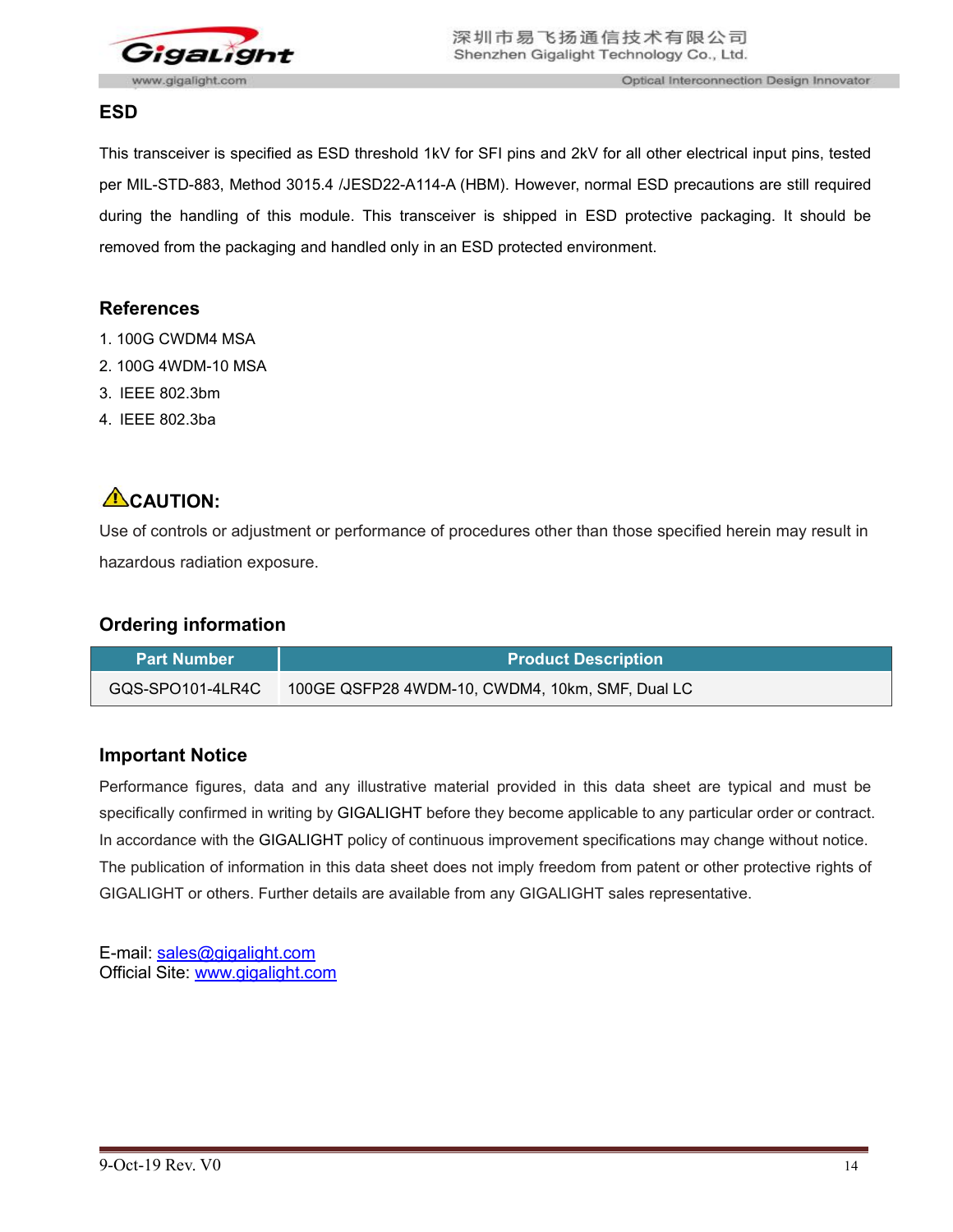## ESD

This transceiver is specified as ESD threshold 1kV for SFI pins and 2kV for all other electrical input pins, tested per MIL-STD-883, Method 3015.4 /JESD22-A114-A (HBM). However, normal ESD precautions are still required during the handling of this module. This transceiver is shipped in ESD protective packaging. It should be removed from the packaging and handled only in an ESD protected environment.

## References

1. 100G CWDM4 MSA
2. 100G 4WDM-10 MSA
3. IEEE 802.3bm
4. IEEE 802.3ba

## ⚠CAUTION:

Use of controls or adjustment or performance of procedures other than those specified herein may result in hazardous radiation exposure.

## Ordering information

| Part Number | Product Description |
| --- | --- |
| GQS-SPO101-4LR4C | 100GE QSFP28 4WDM-10, CWDM4, 10km, SMF, Dual LC |

## Important Notice

Performance figures, data and any illustrative material provided in this data sheet are typical and must be specifically confirmed in writing by GIGALIGHT before they become applicable to any particular order or contract. In accordance with the GIGALIGHT policy of continuous improvement specifications may change without notice. The publication of information in this data sheet does not imply freedom from patent or other protective rights of GIGALIGHT or others. Further details are available from any GIGALIGHT sales representative.

E-mail: sales@gigalight.com
Official Site: www.gigalight.com